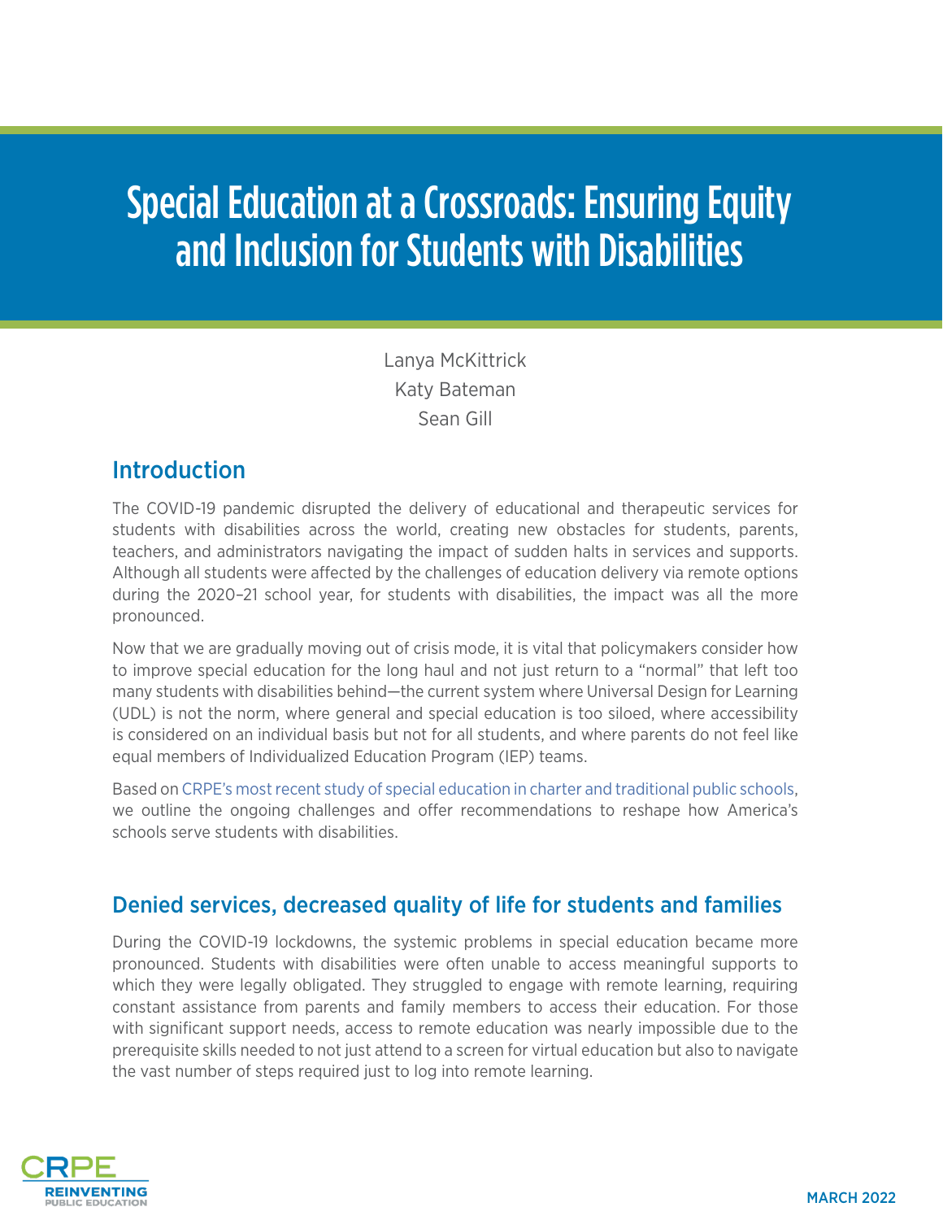# Special Education at a Crossroads: Ensuring Equity and Inclusion for Students with Disabilities

Lanya McKittrick
Katy Bateman
Sean Gill

## Introduction

The COVID-19 pandemic disrupted the delivery of educational and therapeutic services for students with disabilities across the world, creating new obstacles for students, parents, teachers, and administrators navigating the impact of sudden halts in services and supports. Although all students were affected by the challenges of education delivery via remote options during the 2020–21 school year, for students with disabilities, the impact was all the more pronounced.

Now that we are gradually moving out of crisis mode, it is vital that policymakers consider how to improve special education for the long haul and not just return to a "normal" that left too many students with disabilities behind—the current system where Universal Design for Learning (UDL) is not the norm, where general and special education is too siloed, where accessibility is considered on an individual basis but not for all students, and where parents do not feel like equal members of Individualized Education Program (IEP) teams.

Based on CRPE's most recent study of special education in charter and traditional public schools, we outline the ongoing challenges and offer recommendations to reshape how America's schools serve students with disabilities.

## Denied services, decreased quality of life for students and families

During the COVID-19 lockdowns, the systemic problems in special education became more pronounced. Students with disabilities were often unable to access meaningful supports to which they were legally obligated. They struggled to engage with remote learning, requiring constant assistance from parents and family members to access their education. For those with significant support needs, access to remote education was nearly impossible due to the prerequisite skills needed to not just attend to a screen for virtual education but also to navigate the vast number of steps required just to log into remote learning.

MARCH 2022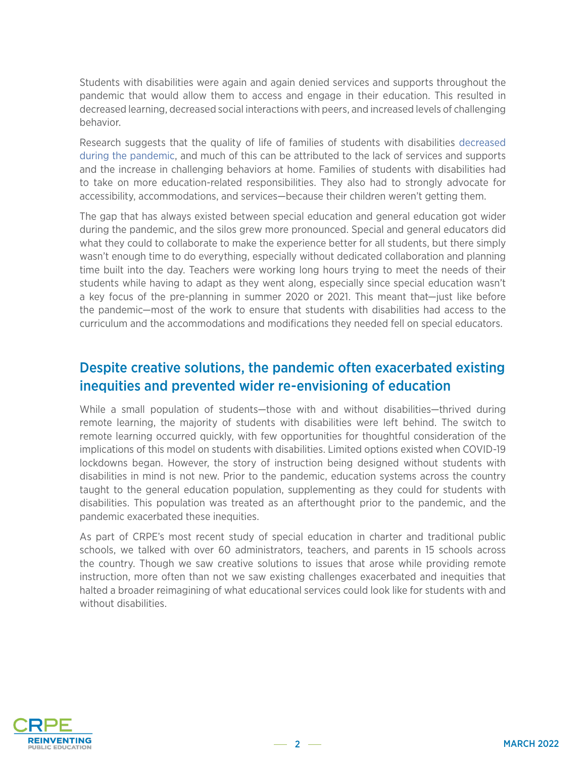Students with disabilities were again and again denied services and supports throughout the pandemic that would allow them to access and engage in their education. This resulted in decreased learning, decreased social interactions with peers, and increased levels of challenging behavior.

Research suggests that the quality of life of families of students with disabilities decreased during the pandemic, and much of this can be attributed to the lack of services and supports and the increase in challenging behaviors at home. Families of students with disabilities had to take on more education-related responsibilities. They also had to strongly advocate for accessibility, accommodations, and services—because their children weren't getting them.

The gap that has always existed between special education and general education got wider during the pandemic, and the silos grew more pronounced. Special and general educators did what they could to collaborate to make the experience better for all students, but there simply wasn't enough time to do everything, especially without dedicated collaboration and planning time built into the day. Teachers were working long hours trying to meet the needs of their students while having to adapt as they went along, especially since special education wasn't a key focus of the pre-planning in summer 2020 or 2021. This meant that—just like before the pandemic—most of the work to ensure that students with disabilities had access to the curriculum and the accommodations and modifications they needed fell on special educators.

## Despite creative solutions, the pandemic often exacerbated existing inequities and prevented wider re-envisioning of education

While a small population of students—those with and without disabilities—thrived during remote learning, the majority of students with disabilities were left behind. The switch to remote learning occurred quickly, with few opportunities for thoughtful consideration of the implications of this model on students with disabilities. Limited options existed when COVID-19 lockdowns began. However, the story of instruction being designed without students with disabilities in mind is not new. Prior to the pandemic, education systems across the country taught to the general education population, supplementing as they could for students with disabilities. This population was treated as an afterthought prior to the pandemic, and the pandemic exacerbated these inequities.

As part of CRPE's most recent study of special education in charter and traditional public schools, we talked with over 60 administrators, teachers, and parents in 15 schools across the country. Though we saw creative solutions to issues that arose while providing remote instruction, more often than not we saw existing challenges exacerbated and inequities that halted a broader reimagining of what educational services could look like for students with and without disabilities.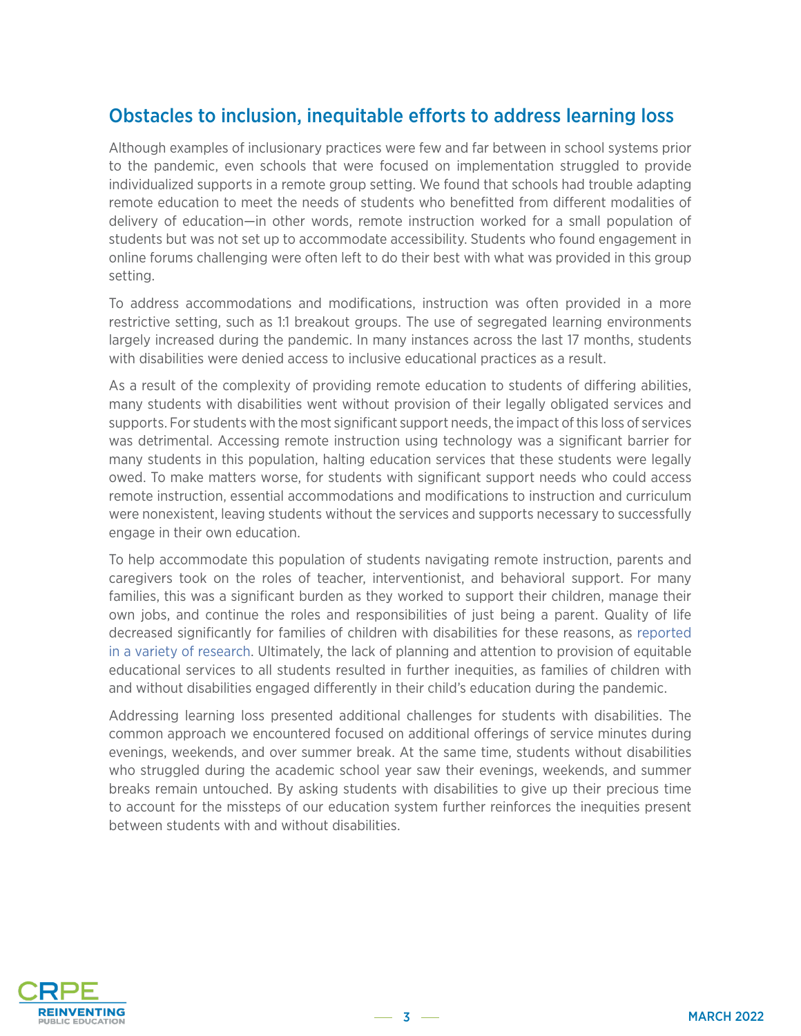## Obstacles to inclusion, inequitable efforts to address learning loss

Although examples of inclusionary practices were few and far between in school systems prior to the pandemic, even schools that were focused on implementation struggled to provide individualized supports in a remote group setting. We found that schools had trouble adapting remote education to meet the needs of students who benefitted from different modalities of delivery of education—in other words, remote instruction worked for a small population of students but was not set up to accommodate accessibility. Students who found engagement in online forums challenging were often left to do their best with what was provided in this group setting.

To address accommodations and modifications, instruction was often provided in a more restrictive setting, such as 1:1 breakout groups. The use of segregated learning environments largely increased during the pandemic. In many instances across the last 17 months, students with disabilities were denied access to inclusive educational practices as a result.

As a result of the complexity of providing remote education to students of differing abilities, many students with disabilities went without provision of their legally obligated services and supports. For students with the most significant support needs, the impact of this loss of services was detrimental. Accessing remote instruction using technology was a significant barrier for many students in this population, halting education services that these students were legally owed. To make matters worse, for students with significant support needs who could access remote instruction, essential accommodations and modifications to instruction and curriculum were nonexistent, leaving students without the services and supports necessary to successfully engage in their own education.

To help accommodate this population of students navigating remote instruction, parents and caregivers took on the roles of teacher, interventionist, and behavioral support. For many families, this was a significant burden as they worked to support their children, manage their own jobs, and continue the roles and responsibilities of just being a parent. Quality of life decreased significantly for families of children with disabilities for these reasons, as reported in a variety of research. Ultimately, the lack of planning and attention to provision of equitable educational services to all students resulted in further inequities, as families of children with and without disabilities engaged differently in their child's education during the pandemic.

Addressing learning loss presented additional challenges for students with disabilities. The common approach we encountered focused on additional offerings of service minutes during evenings, weekends, and over summer break. At the same time, students without disabilities who struggled during the academic school year saw their evenings, weekends, and summer breaks remain untouched. By asking students with disabilities to give up their precious time to account for the missteps of our education system further reinforces the inequities present between students with and without disabilities.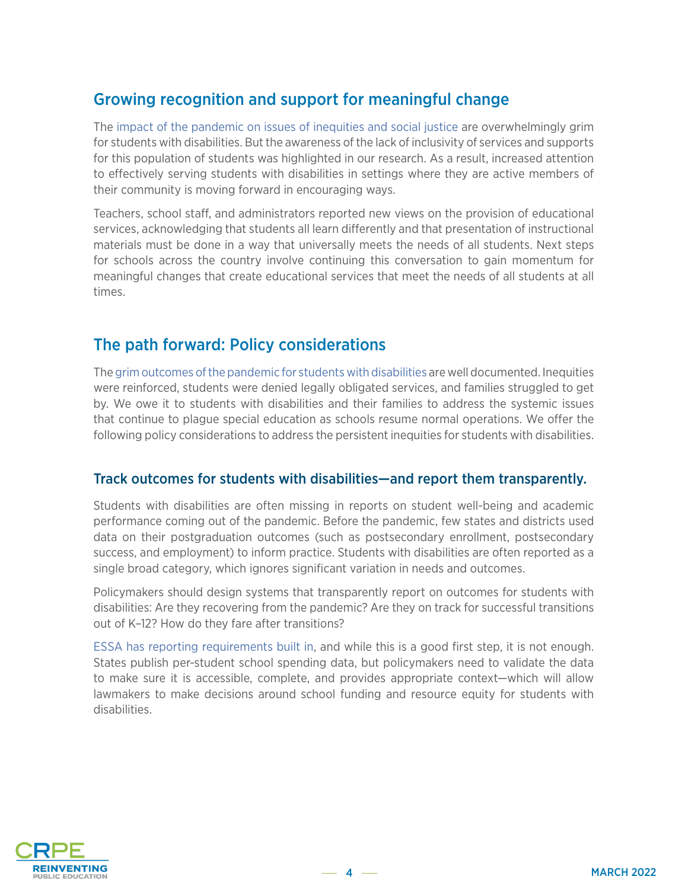## Growing recognition and support for meaningful change

The impact of the pandemic on issues of inequities and social justice are overwhelmingly grim for students with disabilities. But the awareness of the lack of inclusivity of services and supports for this population of students was highlighted in our research. As a result, increased attention to effectively serving students with disabilities in settings where they are active members of their community is moving forward in encouraging ways.

Teachers, school staff, and administrators reported new views on the provision of educational services, acknowledging that students all learn differently and that presentation of instructional materials must be done in a way that universally meets the needs of all students. Next steps for schools across the country involve continuing this conversation to gain momentum for meaningful changes that create educational services that meet the needs of all students at all times.

## The path forward: Policy considerations

The grim outcomes of the pandemic for students with disabilities are well documented. Inequities were reinforced, students were denied legally obligated services, and families struggled to get by. We owe it to students with disabilities and their families to address the systemic issues that continue to plague special education as schools resume normal operations. We offer the following policy considerations to address the persistent inequities for students with disabilities.

### Track outcomes for students with disabilities—and report them transparently.

Students with disabilities are often missing in reports on student well-being and academic performance coming out of the pandemic. Before the pandemic, few states and districts used data on their postgraduation outcomes (such as postsecondary enrollment, postsecondary success, and employment) to inform practice. Students with disabilities are often reported as a single broad category, which ignores significant variation in needs and outcomes.

Policymakers should design systems that transparently report on outcomes for students with disabilities: Are they recovering from the pandemic? Are they on track for successful transitions out of K–12? How do they fare after transitions?

ESSA has reporting requirements built in, and while this is a good first step, it is not enough. States publish per-student school spending data, but policymakers need to validate the data to make sure it is accessible, complete, and provides appropriate context—which will allow lawmakers to make decisions around school funding and resource equity for students with disabilities.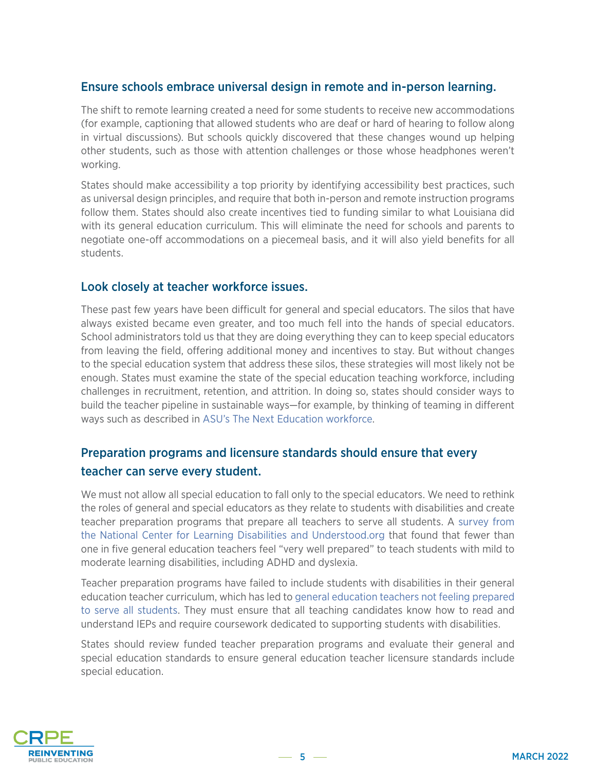### Ensure schools embrace universal design in remote and in-person learning.

The shift to remote learning created a need for some students to receive new accommodations (for example, captioning that allowed students who are deaf or hard of hearing to follow along in virtual discussions). But schools quickly discovered that these changes wound up helping other students, such as those with attention challenges or those whose headphones weren't working.

States should make accessibility a top priority by identifying accessibility best practices, such as universal design principles, and require that both in-person and remote instruction programs follow them. States should also create incentives tied to funding similar to what Louisiana did with its general education curriculum. This will eliminate the need for schools and parents to negotiate one-off accommodations on a piecemeal basis, and it will also yield benefits for all students.

### Look closely at teacher workforce issues.

These past few years have been difficult for general and special educators. The silos that have always existed became even greater, and too much fell into the hands of special educators. School administrators told us that they are doing everything they can to keep special educators from leaving the field, offering additional money and incentives to stay. But without changes to the special education system that address these silos, these strategies will most likely not be enough. States must examine the state of the special education teaching workforce, including challenges in recruitment, retention, and attrition. In doing so, states should consider ways to build the teacher pipeline in sustainable ways—for example, by thinking of teaming in different ways such as described in ASU's The Next Education workforce.

### Preparation programs and licensure standards should ensure that every teacher can serve every student.

We must not allow all special education to fall only to the special educators. We need to rethink the roles of general and special educators as they relate to students with disabilities and create teacher preparation programs that prepare all teachers to serve all students. A survey from the National Center for Learning Disabilities and Understood.org that found that fewer than one in five general education teachers feel "very well prepared" to teach students with mild to moderate learning disabilities, including ADHD and dyslexia.

Teacher preparation programs have failed to include students with disabilities in their general education teacher curriculum, which has led to general education teachers not feeling prepared to serve all students. They must ensure that all teaching candidates know how to read and understand IEPs and require coursework dedicated to supporting students with disabilities.

States should review funded teacher preparation programs and evaluate their general and special education standards to ensure general education teacher licensure standards include special education.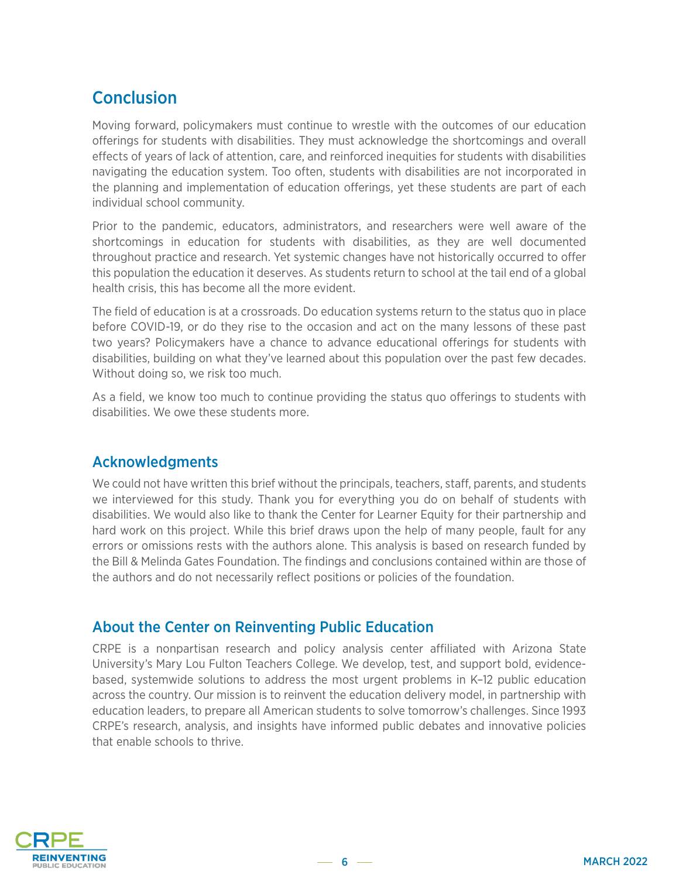## Conclusion

Moving forward, policymakers must continue to wrestle with the outcomes of our education offerings for students with disabilities. They must acknowledge the shortcomings and overall effects of years of lack of attention, care, and reinforced inequities for students with disabilities navigating the education system. Too often, students with disabilities are not incorporated in the planning and implementation of education offerings, yet these students are part of each individual school community.

Prior to the pandemic, educators, administrators, and researchers were well aware of the shortcomings in education for students with disabilities, as they are well documented throughout practice and research. Yet systemic changes have not historically occurred to offer this population the education it deserves. As students return to school at the tail end of a global health crisis, this has become all the more evident.

The field of education is at a crossroads. Do education systems return to the status quo in place before COVID-19, or do they rise to the occasion and act on the many lessons of these past two years? Policymakers have a chance to advance educational offerings for students with disabilities, building on what they've learned about this population over the past few decades. Without doing so, we risk too much.

As a field, we know too much to continue providing the status quo offerings to students with disabilities. We owe these students more.

## Acknowledgments

We could not have written this brief without the principals, teachers, staff, parents, and students we interviewed for this study. Thank you for everything you do on behalf of students with disabilities. We would also like to thank the Center for Learner Equity for their partnership and hard work on this project. While this brief draws upon the help of many people, fault for any errors or omissions rests with the authors alone. This analysis is based on research funded by the Bill & Melinda Gates Foundation. The findings and conclusions contained within are those of the authors and do not necessarily reflect positions or policies of the foundation.

## About the Center on Reinventing Public Education

CRPE is a nonpartisan research and policy analysis center affiliated with Arizona State University's Mary Lou Fulton Teachers College. We develop, test, and support bold, evidence-based, systemwide solutions to address the most urgent problems in K–12 public education across the country. Our mission is to reinvent the education delivery model, in partnership with education leaders, to prepare all American students to solve tomorrow's challenges. Since 1993 CRPE's research, analysis, and insights have informed public debates and innovative policies that enable schools to thrive.